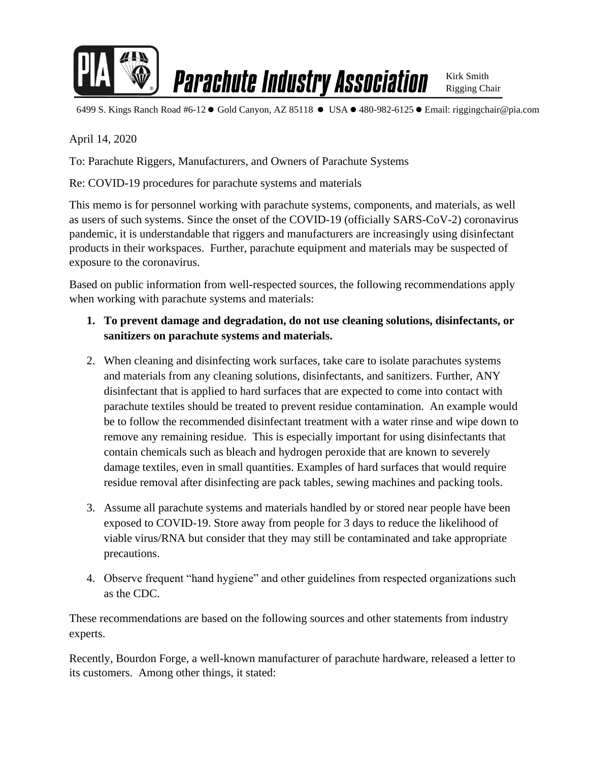# Parachute Industry Association

Kirk Smith
Rigging Chair

6499 S. Kings Ranch Road #6-12 ● Gold Canyon, AZ 85118 ● USA ● 480-982-6125 ● Email: riggingchair@pia.com

April 14, 2020

To: Parachute Riggers, Manufacturers, and Owners of Parachute Systems

Re: COVID-19 procedures for parachute systems and materials

This memo is for personnel working with parachute systems, components, and materials, as well as users of such systems. Since the onset of the COVID-19 (officially SARS-CoV-2) coronavirus pandemic, it is understandable that riggers and manufacturers are increasingly using disinfectant products in their workspaces. Further, parachute equipment and materials may be suspected of exposure to the coronavirus.

Based on public information from well-respected sources, the following recommendations apply when working with parachute systems and materials:

1. **To prevent damage and degradation, do not use cleaning solutions, disinfectants, or sanitizers on parachute systems and materials.**
2. When cleaning and disinfecting work surfaces, take care to isolate parachutes systems and materials from any cleaning solutions, disinfectants, and sanitizers. Further, ANY disinfectant that is applied to hard surfaces that are expected to come into contact with parachute textiles should be treated to prevent residue contamination. An example would be to follow the recommended disinfectant treatment with a water rinse and wipe down to remove any remaining residue. This is especially important for using disinfectants that contain chemicals such as bleach and hydrogen peroxide that are known to severely damage textiles, even in small quantities. Examples of hard surfaces that would require residue removal after disinfecting are pack tables, sewing machines and packing tools.
3. Assume all parachute systems and materials handled by or stored near people have been exposed to COVID-19. Store away from people for 3 days to reduce the likelihood of viable virus/RNA but consider that they may still be contaminated and take appropriate precautions.
4. Observe frequent "hand hygiene" and other guidelines from respected organizations such as the CDC.

These recommendations are based on the following sources and other statements from industry experts.

Recently, Bourdon Forge, a well-known manufacturer of parachute hardware, released a letter to its customers. Among other things, it stated: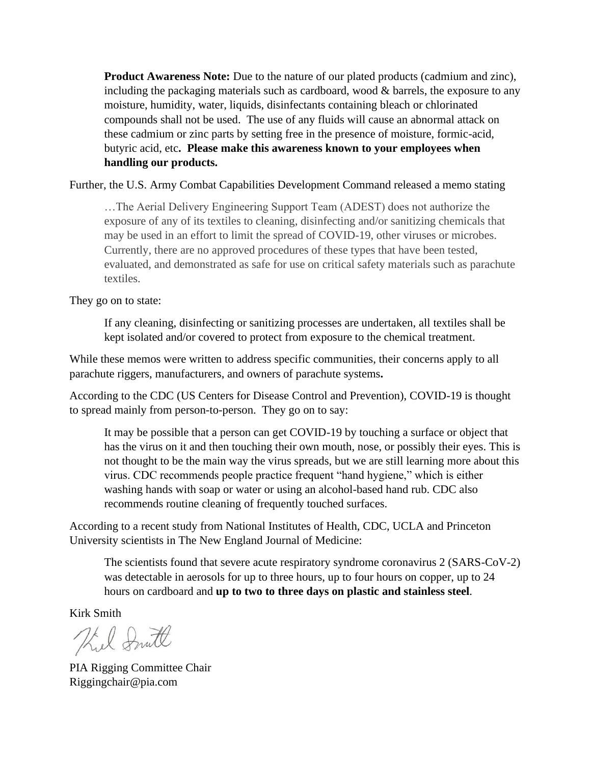> **Product Awareness Note:** Due to the nature of our plated products (cadmium and zinc), including the packaging materials such as cardboard, wood & barrels, the exposure to any moisture, humidity, water, liquids, disinfectants containing bleach or chlorinated compounds shall not be used. The use of any fluids will cause an abnormal attack on these cadmium or zinc parts by setting free in the presence of moisture, formic-acid, butyric acid, etc**. Please make this awareness known to your employees when handling our products.**

Further, the U.S. Army Combat Capabilities Development Command released a memo stating

> …The Aerial Delivery Engineering Support Team (ADEST) does not authorize the exposure of any of its textiles to cleaning, disinfecting and/or sanitizing chemicals that may be used in an effort to limit the spread of COVID-19, other viruses or microbes. Currently, there are no approved procedures of these types that have been tested, evaluated, and demonstrated as safe for use on critical safety materials such as parachute textiles.

They go on to state:

> If any cleaning, disinfecting or sanitizing processes are undertaken, all textiles shall be kept isolated and/or covered to protect from exposure to the chemical treatment.

While these memos were written to address specific communities, their concerns apply to all parachute riggers, manufacturers, and owners of parachute systems**.**

According to the CDC (US Centers for Disease Control and Prevention), COVID-19 is thought to spread mainly from person-to-person. They go on to say:

> It may be possible that a person can get COVID-19 by touching a surface or object that has the virus on it and then touching their own mouth, nose, or possibly their eyes. This is not thought to be the main way the virus spreads, but we are still learning more about this virus. CDC recommends people practice frequent "hand hygiene," which is either washing hands with soap or water or using an alcohol-based hand rub. CDC also recommends routine cleaning of frequently touched surfaces.

According to a recent study from National Institutes of Health, CDC, UCLA and Princeton University scientists in The New England Journal of Medicine:

> The scientists found that severe acute respiratory syndrome coronavirus 2 (SARS-CoV-2) was detectable in aerosols for up to three hours, up to four hours on copper, up to 24 hours on cardboard and **up to two to three days on plastic and stainless steel**.

Kirk Smith

PIA Rigging Committee Chair
Riggingchair@pia.com